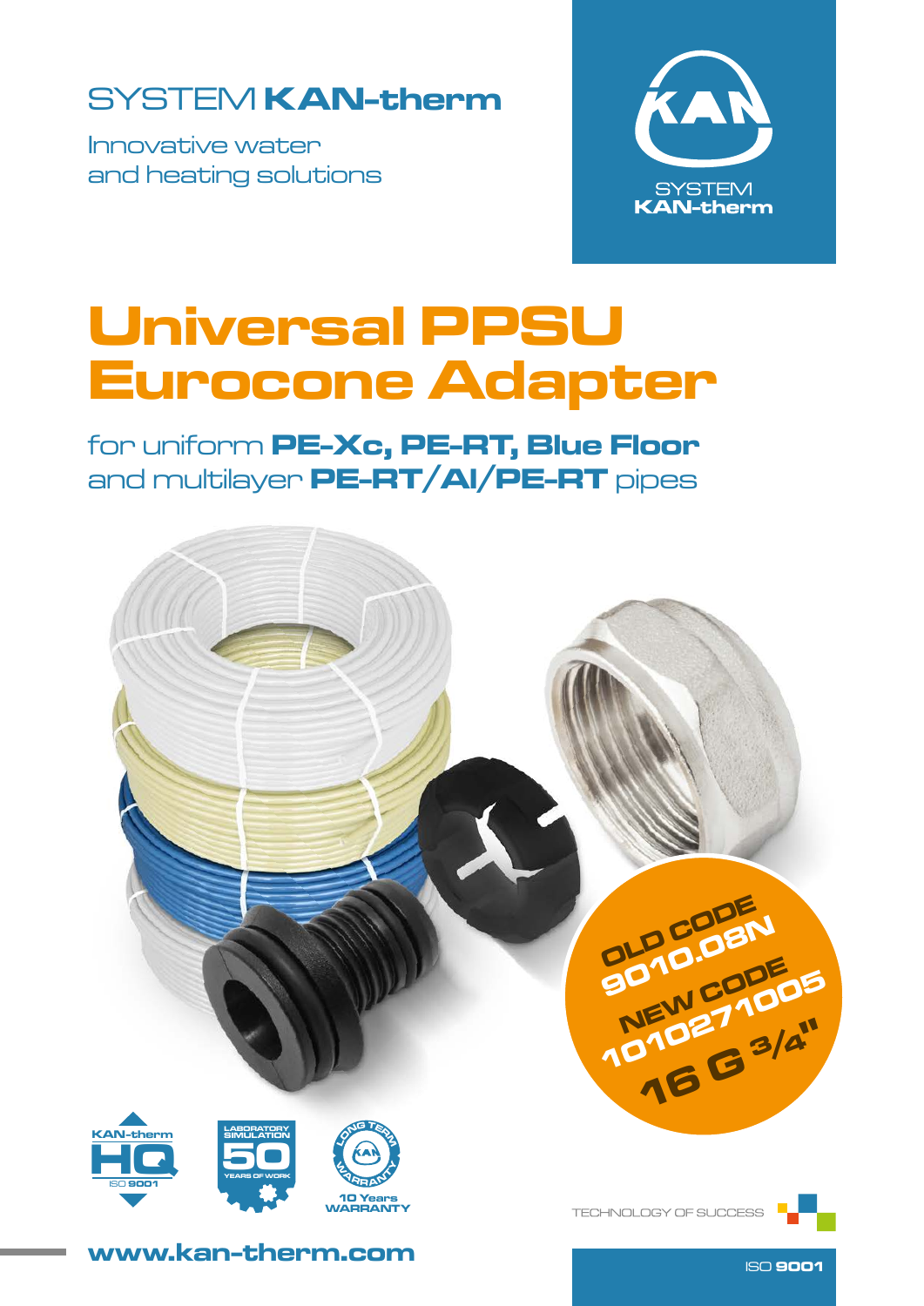SYSTEM **KAN-therm**

Innovative water
and heating solutions

SYSTEM
**KAN-therm**

# Universal PPSU Eurocone Adapter

for uniform **PE-Xc, PE-RT, Blue Floor**
and multilayer **PE-RT/Al/PE-RT** pipes

**OLD CODE**
**9010.08N**
**NEW CODE**
**1010271005**
**16 G 3/4"**

KAN-therm HQ ISO 9001

LABORATORY SIMULATION 50 YEARS OF WORK

LONG TERM WARRANTY 10 Years WARRANTY

TECHNOLOGY OF SUCCESS

**www.kan-therm.com**

ISO **9001**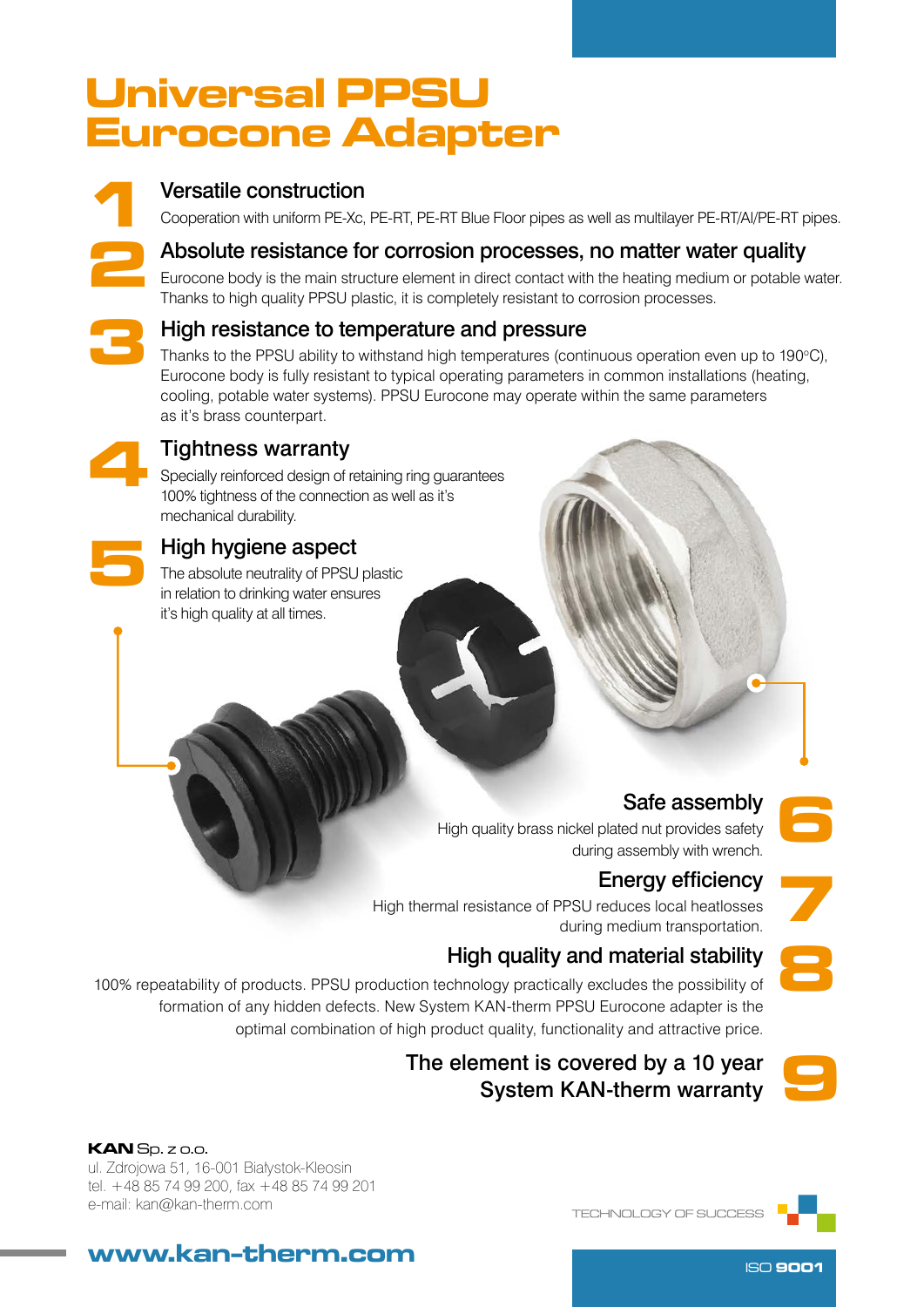# Universal PPSU Eurocone Adapter

## 1 Versatile construction

Cooperation with uniform PE-Xc, PE-RT, PE-RT Blue Floor pipes as well as multilayer PE-RT/Al/PE-RT pipes.

## 2 Absolute resistance for corrosion processes, no matter water quality

Eurocone body is the main structure element in direct contact with the heating medium or potable water. Thanks to high quality PPSU plastic, it is completely resistant to corrosion processes.

## 3 High resistance to temperature and pressure

Thanks to the PPSU ability to withstand high temperatures (continuous operation even up to 190°C), Eurocone body is fully resistant to typical operating parameters in common installations (heating, cooling, potable water systems). PPSU Eurocone may operate within the same parameters as it's brass counterpart.

## 4 Tightness warranty

Specially reinforced design of retaining ring guarantees 100% tightness of the connection as well as it's mechanical durability.

## 5 High hygiene aspect

The absolute neutrality of PPSU plastic in relation to drinking water ensures it's high quality at all times.

## 6 Safe assembly

High quality brass nickel plated nut provides safety during assembly with wrench.

## 7 Energy efficiency

High thermal resistance of PPSU reduces local heatlosses during medium transportation.

## 8 High quality and material stability

100% repeatability of products. PPSU production technology practically excludes the possibility of formation of any hidden defects. New System KAN-therm PPSU Eurocone adapter is the optimal combination of high product quality, functionality and attractive price.

## 9 The element is covered by a 10 year System KAN-therm warranty

**KAN** Sp. z o.o.
ul. Zdrojowa 51, 16-001 Białystok-Kleosin
tel. +48 85 74 99 200, fax +48 85 74 99 201
e-mail: kan@kan-therm.com

TECHNOLOGY OF SUCCESS

**www.kan-therm.com**

ISO **9001**